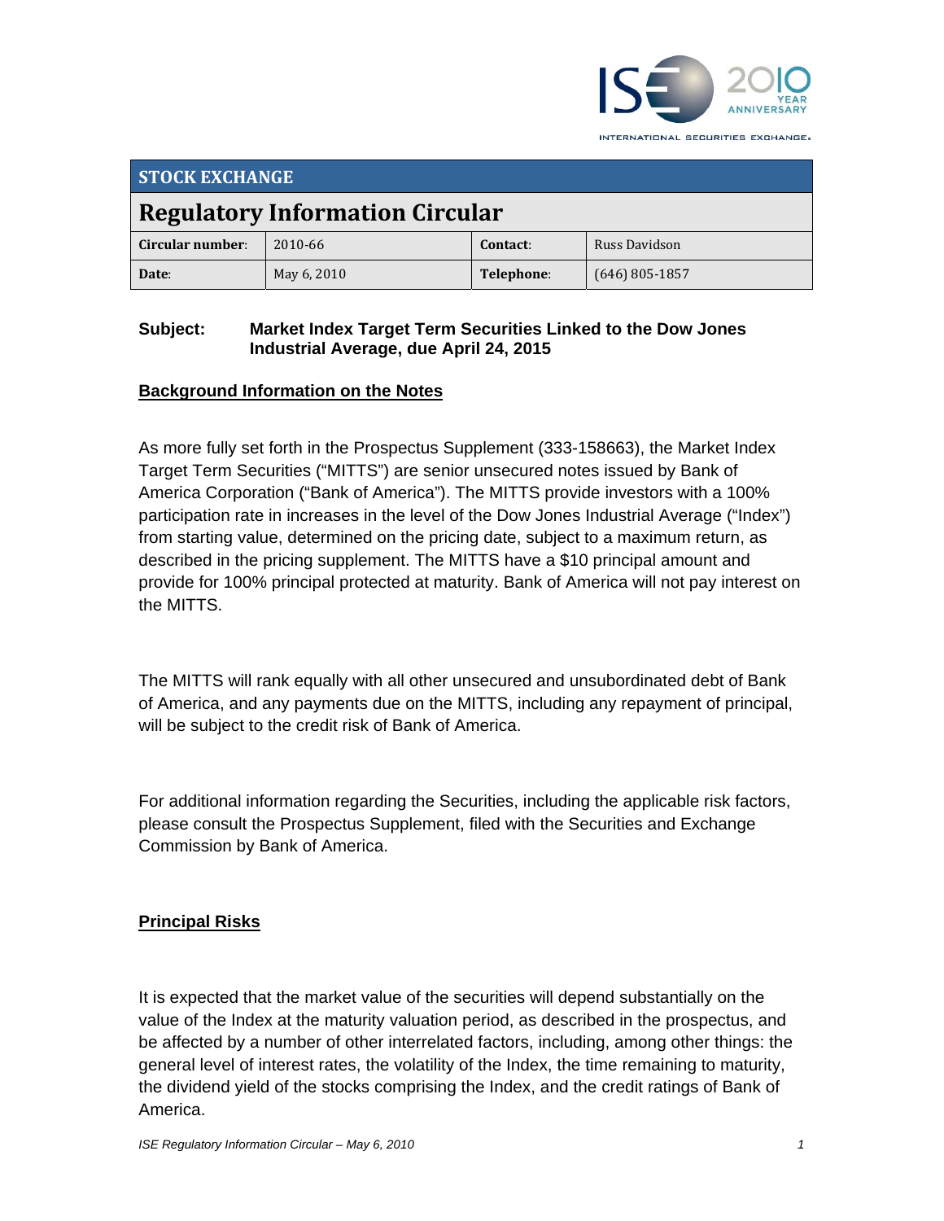INTERNATIONAL SECURITIES EXCHANGE.

## STOCK EXCHANGE

# Regulatory Information Circular

| Circular number: | 2010-66 | Contact: | Russ Davidson |
|---|---|---|---|
| Date: | May 6, 2010 | Telephone: | (646) 805-1857 |

**Subject: Market Index Target Term Securities Linked to the Dow Jones Industrial Average, due April 24, 2015**

## Background Information on the Notes

As more fully set forth in the Prospectus Supplement (333-158663), the Market Index Target Term Securities ("MITTS") are senior unsecured notes issued by Bank of America Corporation ("Bank of America"). The MITTS provide investors with a 100% participation rate in increases in the level of the Dow Jones Industrial Average ("Index") from starting value, determined on the pricing date, subject to a maximum return, as described in the pricing supplement. The MITTS have a $10 principal amount and provide for 100% principal protected at maturity. Bank of America will not pay interest on the MITTS.

The MITTS will rank equally with all other unsecured and unsubordinated debt of Bank of America, and any payments due on the MITTS, including any repayment of principal, will be subject to the credit risk of Bank of America.

For additional information regarding the Securities, including the applicable risk factors, please consult the Prospectus Supplement, filed with the Securities and Exchange Commission by Bank of America.

## Principal Risks

It is expected that the market value of the securities will depend substantially on the value of the Index at the maturity valuation period, as described in the prospectus, and be affected by a number of other interrelated factors, including, among other things: the general level of interest rates, the volatility of the Index, the time remaining to maturity, the dividend yield of the stocks comprising the Index, and the credit ratings of Bank of America.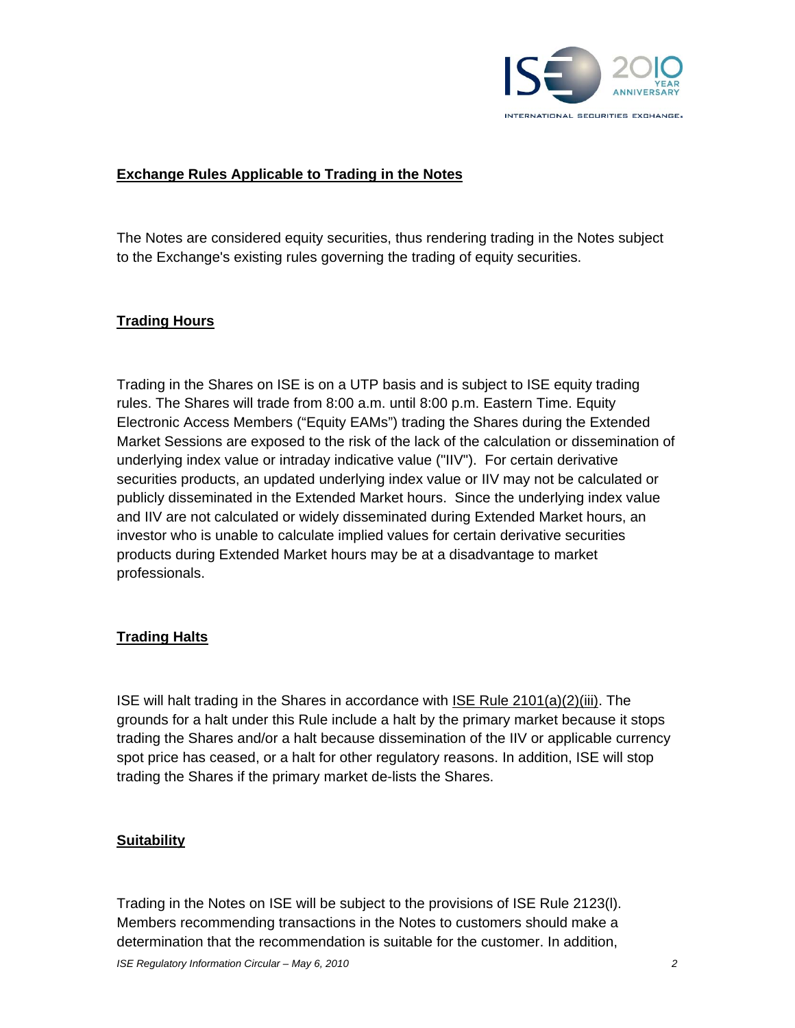**Exchange Rules Applicable to Trading in the Notes**

The Notes are considered equity securities, thus rendering trading in the Notes subject to the Exchange's existing rules governing the trading of equity securities.

**Trading Hours**

Trading in the Shares on ISE is on a UTP basis and is subject to ISE equity trading rules. The Shares will trade from 8:00 a.m. until 8:00 p.m. Eastern Time. Equity Electronic Access Members ("Equity EAMs") trading the Shares during the Extended Market Sessions are exposed to the risk of the lack of the calculation or dissemination of underlying index value or intraday indicative value ("IIV"). For certain derivative securities products, an updated underlying index value or IIV may not be calculated or publicly disseminated in the Extended Market hours. Since the underlying index value and IIV are not calculated or widely disseminated during Extended Market hours, an investor who is unable to calculate implied values for certain derivative securities products during Extended Market hours may be at a disadvantage to market professionals.

**Trading Halts**

ISE will halt trading in the Shares in accordance with ISE Rule 2101(a)(2)(iii). The grounds for a halt under this Rule include a halt by the primary market because it stops trading the Shares and/or a halt because dissemination of the IIV or applicable currency spot price has ceased, or a halt for other regulatory reasons. In addition, ISE will stop trading the Shares if the primary market de-lists the Shares.

**Suitability**

Trading in the Notes on ISE will be subject to the provisions of ISE Rule 2123(l). Members recommending transactions in the Notes to customers should make a determination that the recommendation is suitable for the customer. In addition,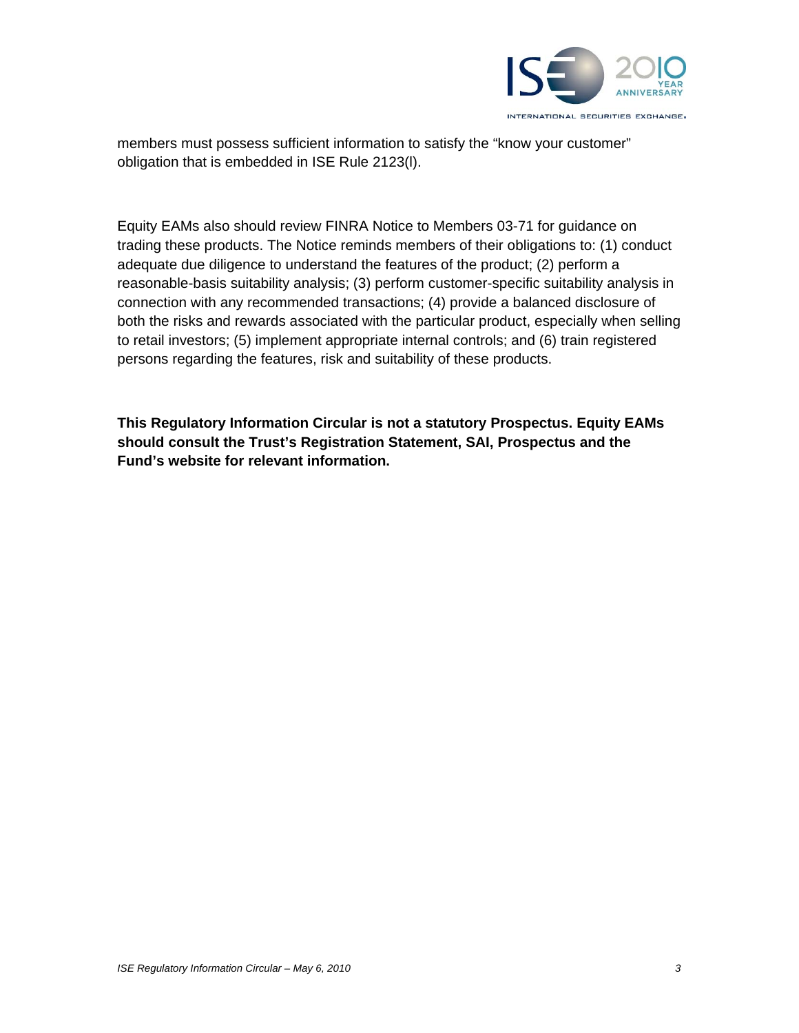members must possess sufficient information to satisfy the "know your customer" obligation that is embedded in ISE Rule 2123(l).

Equity EAMs also should review FINRA Notice to Members 03-71 for guidance on trading these products. The Notice reminds members of their obligations to: (1) conduct adequate due diligence to understand the features of the product; (2) perform a reasonable-basis suitability analysis; (3) perform customer-specific suitability analysis in connection with any recommended transactions; (4) provide a balanced disclosure of both the risks and rewards associated with the particular product, especially when selling to retail investors; (5) implement appropriate internal controls; and (6) train registered persons regarding the features, risk and suitability of these products.

**This Regulatory Information Circular is not a statutory Prospectus. Equity EAMs should consult the Trust's Registration Statement, SAI, Prospectus and the Fund's website for relevant information.**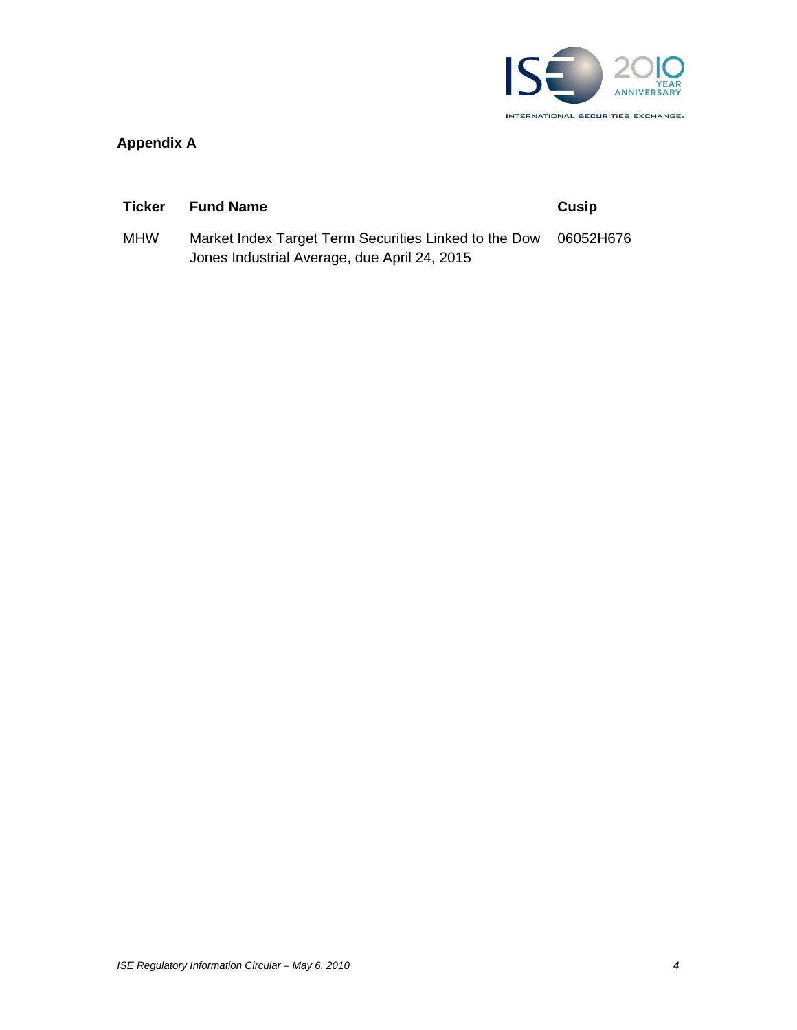## Appendix A

| Ticker | Fund Name | Cusip |
| --- | --- | --- |
| MHW | Market Index Target Term Securities Linked to the Dow Jones Industrial Average, due April 24, 2015 | 06052H676 |